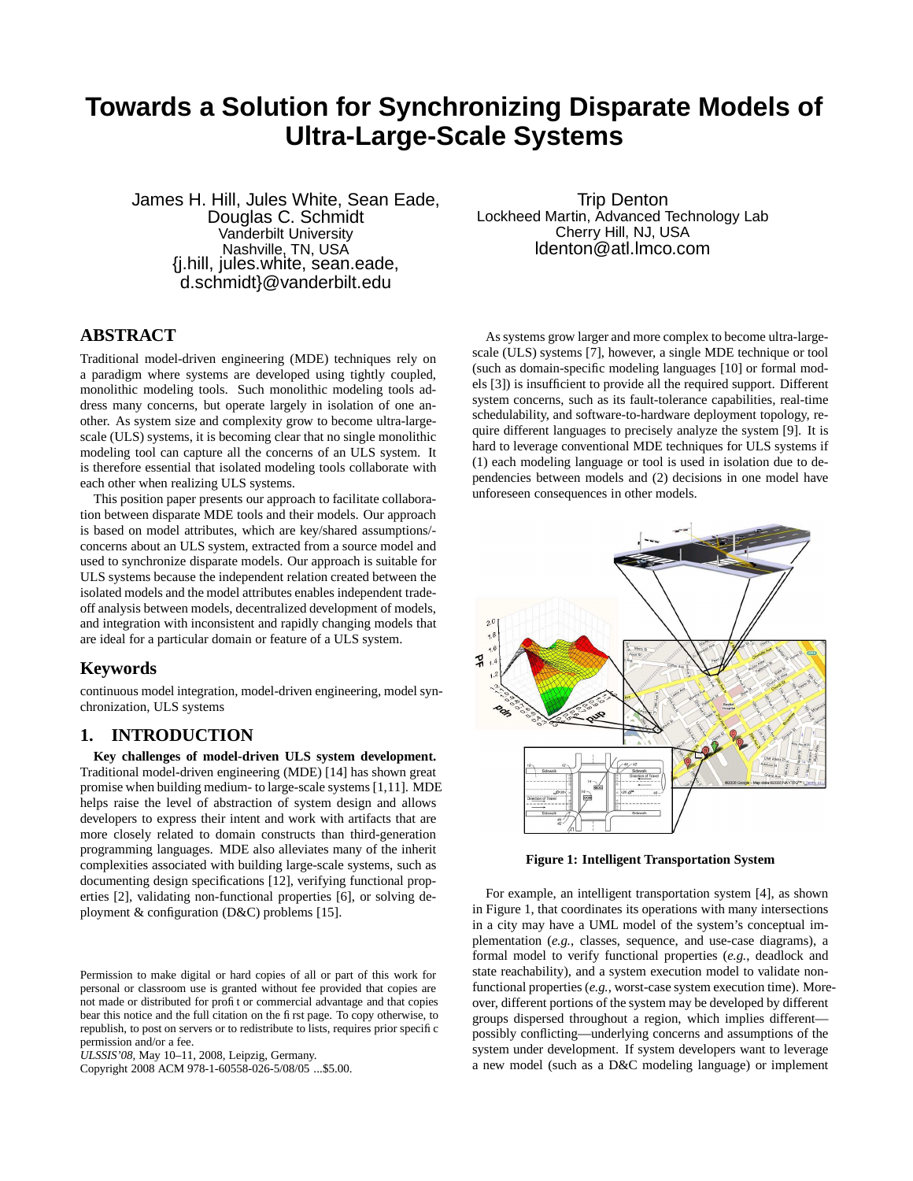# Towards a Solution for Synchronizing Disparate Models of Ultra-Large-Scale Systems

James H. Hill, Jules White, Sean Eade, Douglas C. Schmidt
Vanderbilt University
Nashville, TN, USA
{j.hill, jules.white, sean.eade, d.schmidt}@vanderbilt.edu

Trip Denton
Lockheed Martin, Advanced Technology Lab
Cherry Hill, NJ, USA
ldenton@atl.lmco.com

## ABSTRACT

Traditional model-driven engineering (MDE) techniques rely on a paradigm where systems are developed using tightly coupled, monolithic modeling tools. Such monolithic modeling tools address many concerns, but operate largely in isolation of one another. As system size and complexity grow to become ultra-large-scale (ULS) systems, it is becoming clear that no single monolithic modeling tool can capture all the concerns of an ULS system. It is therefore essential that isolated modeling tools collaborate with each other when realizing ULS systems.

This position paper presents our approach to facilitate collaboration between disparate MDE tools and their models. Our approach is based on model attributes, which are key/shared assumptions/-concerns about an ULS system, extracted from a source model and used to synchronize disparate models. Our approach is suitable for ULS systems because the independent relation created between the isolated models and the model attributes enables independent trade-off analysis between models, decentralized development of models, and integration with inconsistent and rapidly changing models that are ideal for a particular domain or feature of a ULS system.

## Keywords

continuous model integration, model-driven engineering, model synchronization, ULS systems

## 1. INTRODUCTION

**Key challenges of model-driven ULS system development.** Traditional model-driven engineering (MDE) [14] has shown great promise when building medium- to large-scale systems [1,11]. MDE helps raise the level of abstraction of system design and allows developers to express their intent and work with artifacts that are more closely related to domain constructs than third-generation programming languages. MDE also alleviates many of the inherit complexities associated with building large-scale systems, such as documenting design specifications [12], verifying functional properties [2], validating non-functional properties [6], or solving deployment & configuration (D&C) problems [15].

Permission to make digital or hard copies of all or part of this work for personal or classroom use is granted without fee provided that copies are not made or distributed for profit or commercial advantage and that copies bear this notice and the full citation on the first page. To copy otherwise, to republish, to post on servers or to redistribute to lists, requires prior specific permission and/or a fee.
*ULSSIS'08*, May 10–11, 2008, Leipzig, Germany.
Copyright 2008 ACM 978-1-60558-026-5/08/05 ...$5.00.

As systems grow larger and more complex to become ultra-large-scale (ULS) systems [7], however, a single MDE technique or tool (such as domain-specific modeling languages [10] or formal models [3]) is insufficient to provide all the required support. Different system concerns, such as its fault-tolerance capabilities, real-time schedulability, and software-to-hardware deployment topology, require different languages to precisely analyze the system [9]. It is hard to leverage conventional MDE techniques for ULS systems if (1) each modeling language or tool is used in isolation due to dependencies between models and (2) decisions in one model have unforeseen consequences in other models.

**Figure 1: Intelligent Transportation System**

For example, an intelligent transportation system [4], as shown in Figure 1, that coordinates its operations with many intersections in a city may have a UML model of the system's conceptual implementation (*e.g.*, classes, sequence, and use-case diagrams), a formal model to verify functional properties (*e.g.*, deadlock and state reachability), and a system execution model to validate non-functional properties (*e.g.*, worst-case system execution time). Moreover, different portions of the system may be developed by different groups dispersed throughout a region, which implies different—possibly conflicting—underlying concerns and assumptions of the system under development. If system developers want to leverage a new model (such as a D&C modeling language) or implement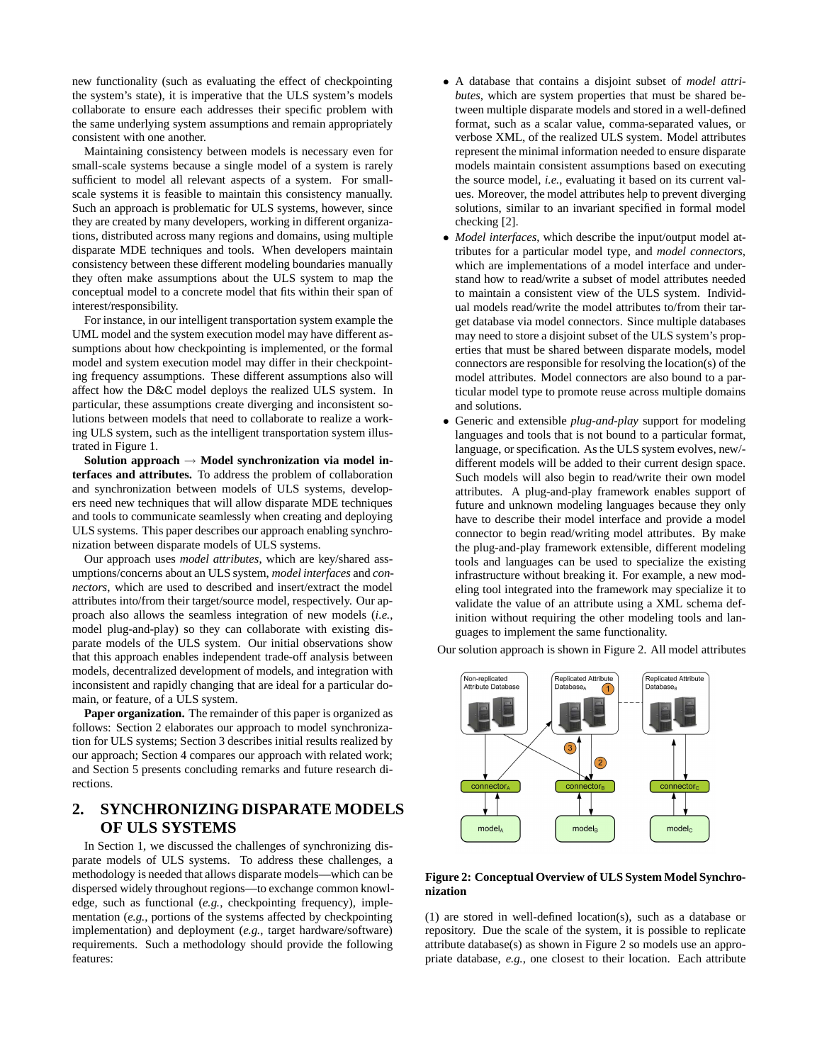new functionality (such as evaluating the effect of checkpointing the system's state), it is imperative that the ULS system's models collaborate to ensure each addresses their specific problem with the same underlying system assumptions and remain appropriately consistent with one another.

Maintaining consistency between models is necessary even for small-scale systems because a single model of a system is rarely sufficient to model all relevant aspects of a system. For small-scale systems it is feasible to maintain this consistency manually. Such an approach is problematic for ULS systems, however, since they are created by many developers, working in different organizations, distributed across many regions and domains, using multiple disparate MDE techniques and tools. When developers maintain consistency between these different modeling boundaries manually they often make assumptions about the ULS system to map the conceptual model to a concrete model that fits within their span of interest/responsibility.

For instance, in our intelligent transportation system example the UML model and the system execution model may have different assumptions about how checkpointing is implemented, or the formal model and system execution model may differ in their checkpointing frequency assumptions. These different assumptions also will affect how the D&C model deploys the realized ULS system. In particular, these assumptions create diverging and inconsistent solutions between models that need to collaborate to realize a working ULS system, such as the intelligent transportation system illustrated in Figure 1.

**Solution approach → Model synchronization via model interfaces and attributes.** To address the problem of collaboration and synchronization between models of ULS systems, developers need new techniques that will allow disparate MDE techniques and tools to communicate seamlessly when creating and deploying ULS systems. This paper describes our approach enabling synchronization between disparate models of ULS systems.

Our approach uses *model attributes*, which are key/shared assumptions/concerns about an ULS system, *model interfaces* and *connectors*, which are used to described and insert/extract the model attributes into/from their target/source model, respectively. Our approach also allows the seamless integration of new models (*i.e.*, model plug-and-play) so they can collaborate with existing disparate models of the ULS system. Our initial observations show that this approach enables independent trade-off analysis between models, decentralized development of models, and integration with inconsistent and rapidly changing that are ideal for a particular domain, or feature, of a ULS system.

**Paper organization.** The remainder of this paper is organized as follows: Section 2 elaborates our approach to model synchronization for ULS systems; Section 3 describes initial results realized by our approach; Section 4 compares our approach with related work; and Section 5 presents concluding remarks and future research directions.

## 2. SYNCHRONIZING DISPARATE MODELS OF ULS SYSTEMS

In Section 1, we discussed the challenges of synchronizing disparate models of ULS systems. To address these challenges, a methodology is needed that allows disparate models—which can be dispersed widely throughout regions—to exchange common knowledge, such as functional (*e.g.*, checkpointing frequency), implementation (*e.g.*, portions of the systems affected by checkpointing implementation) and deployment (*e.g.*, target hardware/software) requirements. Such a methodology should provide the following features:

- A database that contains a disjoint subset of *model attributes*, which are system properties that must be shared between multiple disparate models and stored in a well-defined format, such as a scalar value, comma-separated values, or verbose XML, of the realized ULS system. Model attributes represent the minimal information needed to ensure disparate models maintain consistent assumptions based on executing the source model, *i.e.*, evaluating it based on its current values. Moreover, the model attributes help to prevent diverging solutions, similar to an invariant specified in formal model checking [2].
- *Model interfaces*, which describe the input/output model attributes for a particular model type, and *model connectors*, which are implementations of a model interface and understand how to read/write a subset of model attributes needed to maintain a consistent view of the ULS system. Individual models read/write the model attributes to/from their target database via model connectors. Since multiple databases may need to store a disjoint subset of the ULS system's properties that must be shared between disparate models, model connectors are responsible for resolving the location(s) of the model attributes. Model connectors are also bound to a particular model type to promote reuse across multiple domains and solutions.
- Generic and extensible *plug-and-play* support for modeling languages and tools that is not bound to a particular format, language, or specification. As the ULS system evolves, new/different models will be added to their current design space. Such models will also begin to read/write their own model attributes. A plug-and-play framework enables support of future and unknown modeling languages because they only have to describe their model interface and provide a model connector to begin read/writing model attributes. By make the plug-and-play framework extensible, different modeling tools and languages can be used to specialize the existing infrastructure without breaking it. For example, a new modeling tool integrated into the framework may specialize it to validate the value of an attribute using a XML schema definition without requiring the other modeling tools and languages to implement the same functionality.

Our solution approach is shown in Figure 2. All model attributes

**Figure 2: Conceptual Overview of ULS System Model Synchronization**

(1) are stored in well-defined location(s), such as a database or repository. Due the scale of the system, it is possible to replicate attribute database(s) as shown in Figure 2 so models use an appropriate database, *e.g.*, one closest to their location. Each attribute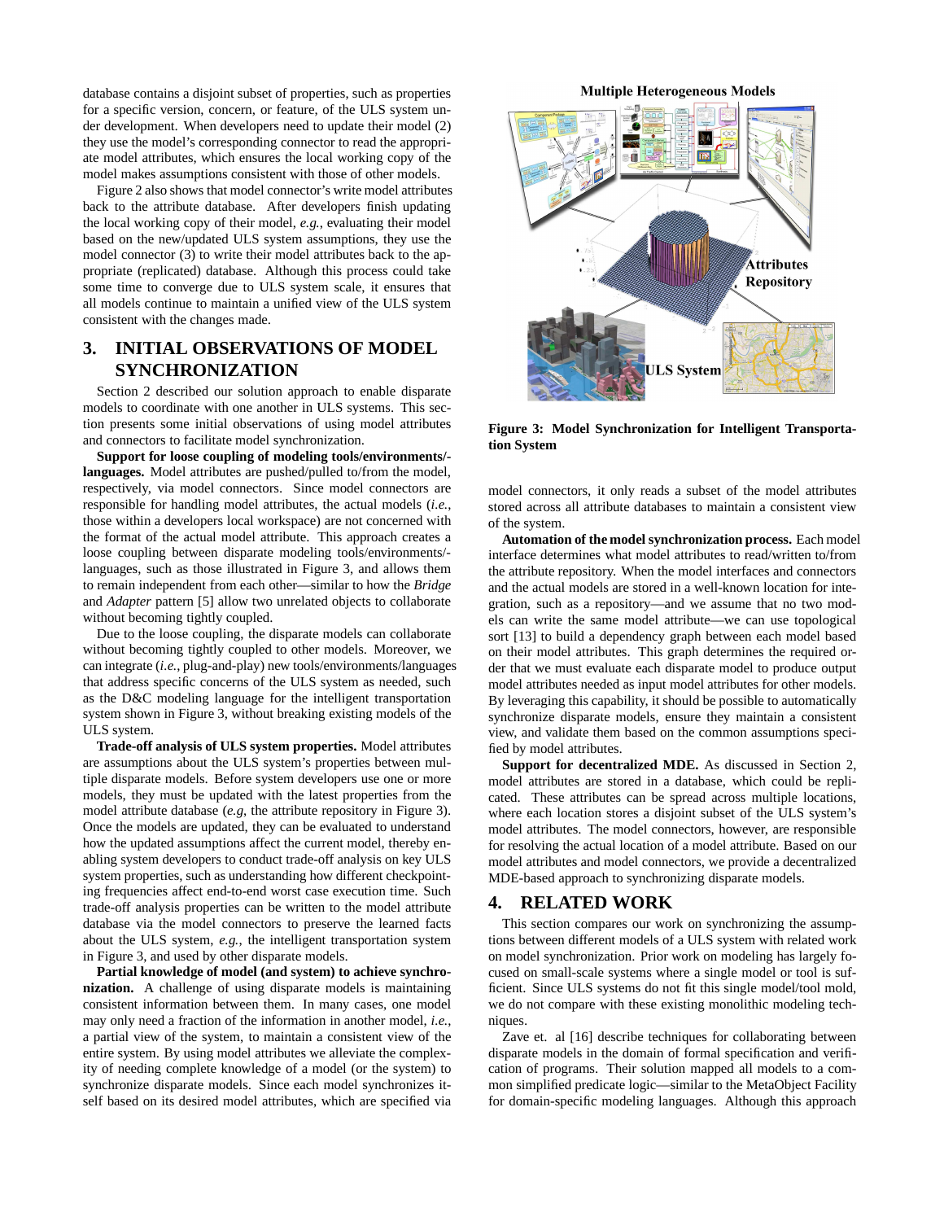database contains a disjoint subset of properties, such as properties for a specific version, concern, or feature, of the ULS system under development. When developers need to update their model (2) they use the model's corresponding connector to read the appropriate model attributes, which ensures the local working copy of the model makes assumptions consistent with those of other models.

Figure 2 also shows that model connector's write model attributes back to the attribute database. After developers finish updating the local working copy of their model, *e.g.*, evaluating their model based on the new/updated ULS system assumptions, they use the model connector (3) to write their model attributes back to the appropriate (replicated) database. Although this process could take some time to converge due to ULS system scale, it ensures that all models continue to maintain a unified view of the ULS system consistent with the changes made.

## 3. INITIAL OBSERVATIONS OF MODEL SYNCHRONIZATION

Section 2 described our solution approach to enable disparate models to coordinate with one another in ULS systems. This section presents some initial observations of using model attributes and connectors to facilitate model synchronization.

**Support for loose coupling of modeling tools/environments/-languages.** Model attributes are pushed/pulled to/from the model, respectively, via model connectors. Since model connectors are responsible for handling model attributes, the actual models (*i.e.*, those within a developers local workspace) are not concerned with the format of the actual model attribute. This approach creates a loose coupling between disparate modeling tools/environments/-languages, such as those illustrated in Figure 3, and allows them to remain independent from each other—similar to how the *Bridge* and *Adapter* pattern [5] allow two unrelated objects to collaborate without becoming tightly coupled.

Due to the loose coupling, the disparate models can collaborate without becoming tightly coupled to other models. Moreover, we can integrate (*i.e.*, plug-and-play) new tools/environments/languages that address specific concerns of the ULS system as needed, such as the D&C modeling language for the intelligent transportation system shown in Figure 3, without breaking existing models of the ULS system.

**Trade-off analysis of ULS system properties.** Model attributes are assumptions about the ULS system's properties between multiple disparate models. Before system developers use one or more models, they must be updated with the latest properties from the model attribute database (*e.g*, the attribute repository in Figure 3). Once the models are updated, they can be evaluated to understand how the updated assumptions affect the current model, thereby enabling system developers to conduct trade-off analysis on key ULS system properties, such as understanding how different checkpointing frequencies affect end-to-end worst case execution time. Such trade-off analysis properties can be written to the model attribute database via the model connectors to preserve the learned facts about the ULS system, *e.g.*, the intelligent transportation system in Figure 3, and used by other disparate models.

**Partial knowledge of model (and system) to achieve synchronization.** A challenge of using disparate models is maintaining consistent information between them. In many cases, one model may only need a fraction of the information in another model, *i.e.*, a partial view of the system, to maintain a consistent view of the entire system. By using model attributes we alleviate the complexity of needing complete knowledge of a model (or the system) to synchronize disparate models. Since each model synchronizes itself based on its desired model attributes, which are specified via

Multiple Heterogeneous Models

Attributes Repository

ULS System

**Figure 3: Model Synchronization for Intelligent Transportation System**

model connectors, it only reads a subset of the model attributes stored across all attribute databases to maintain a consistent view of the system.

**Automation of the model synchronization process.** Each model interface determines what model attributes to read/written to/from the attribute repository. When the model interfaces and connectors and the actual models are stored in a well-known location for integration, such as a repository—and we assume that no two models can write the same model attribute—we can use topological sort [13] to build a dependency graph between each model based on their model attributes. This graph determines the required order that we must evaluate each disparate model to produce output model attributes needed as input model attributes for other models. By leveraging this capability, it should be possible to automatically synchronize disparate models, ensure they maintain a consistent view, and validate them based on the common assumptions specified by model attributes.

**Support for decentralized MDE.** As discussed in Section 2, model attributes are stored in a database, which could be replicated. These attributes can be spread across multiple locations, where each location stores a disjoint subset of the ULS system's model attributes. The model connectors, however, are responsible for resolving the actual location of a model attribute. Based on our model attributes and model connectors, we provide a decentralized MDE-based approach to synchronizing disparate models.

## 4. RELATED WORK

This section compares our work on synchronizing the assumptions between different models of a ULS system with related work on model synchronization. Prior work on modeling has largely focused on small-scale systems where a single model or tool is sufficient. Since ULS systems do not fit this single model/tool mold, we do not compare with these existing monolithic modeling techniques.

Zave et. al [16] describe techniques for collaborating between disparate models in the domain of formal specification and verification of programs. Their solution mapped all models to a common simplified predicate logic—similar to the MetaObject Facility for domain-specific modeling languages. Although this approach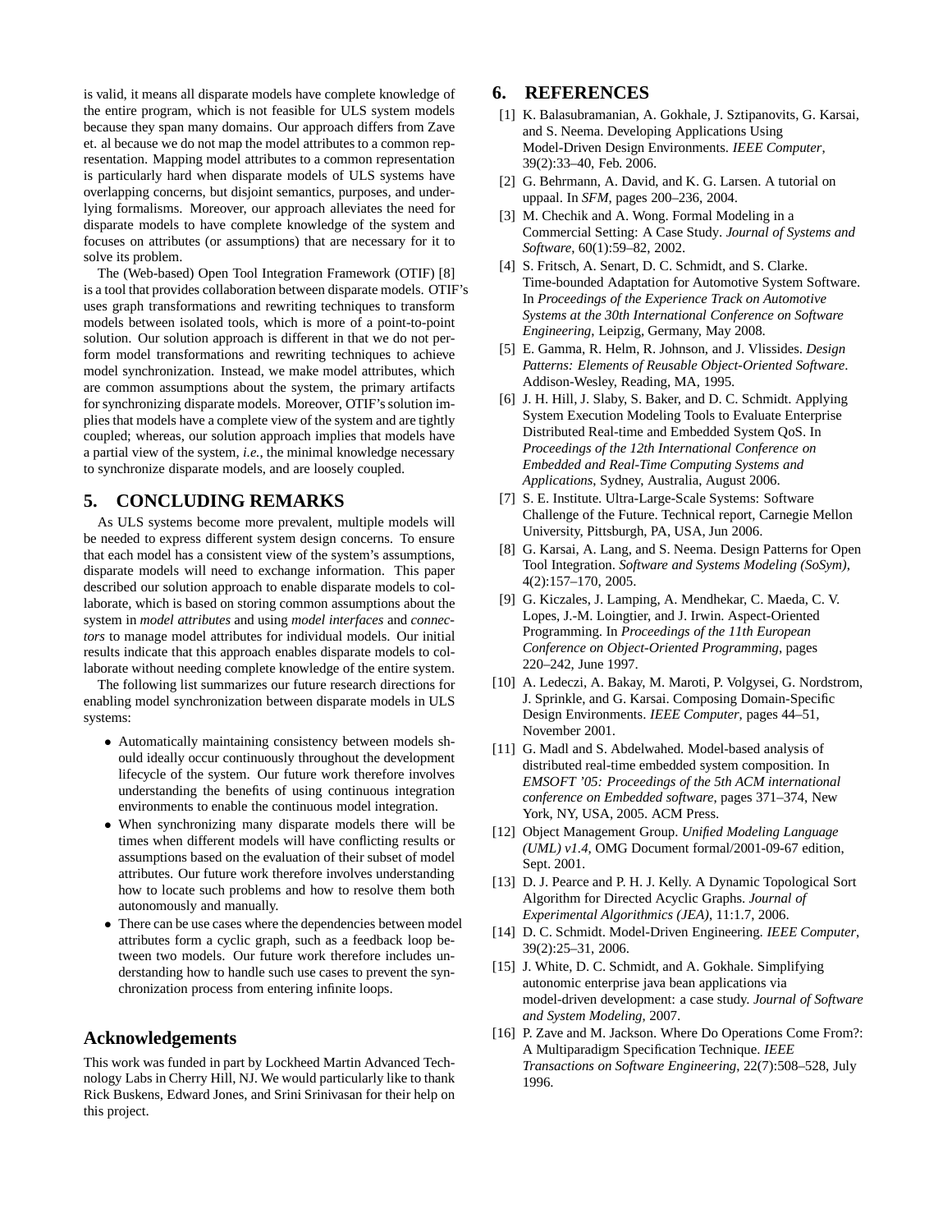is valid, it means all disparate models have complete knowledge of the entire program, which is not feasible for ULS system models because they span many domains. Our approach differs from Zave et. al because we do not map the model attributes to a common representation. Mapping model attributes to a common representation is particularly hard when disparate models of ULS systems have overlapping concerns, but disjoint semantics, purposes, and underlying formalisms. Moreover, our approach alleviates the need for disparate models to have complete knowledge of the system and focuses on attributes (or assumptions) that are necessary for it to solve its problem.

The (Web-based) Open Tool Integration Framework (OTIF) [8] is a tool that provides collaboration between disparate models. OTIF's uses graph transformations and rewriting techniques to transform models between isolated tools, which is more of a point-to-point solution. Our solution approach is different in that we do not perform model transformations and rewriting techniques to achieve model synchronization. Instead, we make model attributes, which are common assumptions about the system, the primary artifacts for synchronizing disparate models. Moreover, OTIF's solution implies that models have a complete view of the system and are tightly coupled; whereas, our solution approach implies that models have a partial view of the system, *i.e.*, the minimal knowledge necessary to synchronize disparate models, and are loosely coupled.

## 5. CONCLUDING REMARKS

As ULS systems become more prevalent, multiple models will be needed to express different system design concerns. To ensure that each model has a consistent view of the system's assumptions, disparate models will need to exchange information. This paper described our solution approach to enable disparate models to collaborate, which is based on storing common assumptions about the system in *model attributes* and using *model interfaces* and *connectors* to manage model attributes for individual models. Our initial results indicate that this approach enables disparate models to collaborate without needing complete knowledge of the entire system.

The following list summarizes our future research directions for enabling model synchronization between disparate models in ULS systems:

- Automatically maintaining consistency between models should ideally occur continuously throughout the development lifecycle of the system. Our future work therefore involves understanding the benefits of using continuous integration environments to enable the continuous model integration.
- When synchronizing many disparate models there will be times when different models will have conflicting results or assumptions based on the evaluation of their subset of model attributes. Our future work therefore involves understanding how to locate such problems and how to resolve them both autonomously and manually.
- There can be use cases where the dependencies between model attributes form a cyclic graph, such as a feedback loop between two models. Our future work therefore includes understanding how to handle such use cases to prevent the synchronization process from entering infinite loops.

## Acknowledgements

This work was funded in part by Lockheed Martin Advanced Technology Labs in Cherry Hill, NJ. We would particularly like to thank Rick Buskens, Edward Jones, and Srini Srinivasan for their help on this project.

## 6. REFERENCES

[1] K. Balasubramanian, A. Gokhale, J. Sztipanovits, G. Karsai, and S. Neema. Developing Applications Using Model-Driven Design Environments. *IEEE Computer*, 39(2):33–40, Feb. 2006.

[2] G. Behrmann, A. David, and K. G. Larsen. A tutorial on uppaal. In *SFM*, pages 200–236, 2004.

[3] M. Chechik and A. Wong. Formal Modeling in a Commercial Setting: A Case Study. *Journal of Systems and Software*, 60(1):59–82, 2002.

[4] S. Fritsch, A. Senart, D. C. Schmidt, and S. Clarke. Time-bounded Adaptation for Automotive System Software. In *Proceedings of the Experience Track on Automotive Systems at the 30th International Conference on Software Engineering*, Leipzig, Germany, May 2008.

[5] E. Gamma, R. Helm, R. Johnson, and J. Vlissides. *Design Patterns: Elements of Reusable Object-Oriented Software*. Addison-Wesley, Reading, MA, 1995.

[6] J. H. Hill, J. Slaby, S. Baker, and D. C. Schmidt. Applying System Execution Modeling Tools to Evaluate Enterprise Distributed Real-time and Embedded System QoS. In *Proceedings of the 12th International Conference on Embedded and Real-Time Computing Systems and Applications*, Sydney, Australia, August 2006.

[7] S. E. Institute. Ultra-Large-Scale Systems: Software Challenge of the Future. Technical report, Carnegie Mellon University, Pittsburgh, PA, USA, Jun 2006.

[8] G. Karsai, A. Lang, and S. Neema. Design Patterns for Open Tool Integration. *Software and Systems Modeling (SoSym)*, 4(2):157–170, 2005.

[9] G. Kiczales, J. Lamping, A. Mendhekar, C. Maeda, C. V. Lopes, J.-M. Loingtier, and J. Irwin. Aspect-Oriented Programming. In *Proceedings of the 11th European Conference on Object-Oriented Programming*, pages 220–242, June 1997.

[10] A. Ledeczi, A. Bakay, M. Maroti, P. Volgysei, G. Nordstrom, J. Sprinkle, and G. Karsai. Composing Domain-Specific Design Environments. *IEEE Computer*, pages 44–51, November 2001.

[11] G. Madl and S. Abdelwahed. Model-based analysis of distributed real-time embedded system composition. In *EMSOFT '05: Proceedings of the 5th ACM international conference on Embedded software*, pages 371–374, New York, NY, USA, 2005. ACM Press.

[12] Object Management Group. *Unified Modeling Language (UML) v1.4*, OMG Document formal/2001-09-67 edition, Sept. 2001.

[13] D. J. Pearce and P. H. J. Kelly. A Dynamic Topological Sort Algorithm for Directed Acyclic Graphs. *Journal of Experimental Algorithmics (JEA)*, 11:1.7, 2006.

[14] D. C. Schmidt. Model-Driven Engineering. *IEEE Computer*, 39(2):25–31, 2006.

[15] J. White, D. C. Schmidt, and A. Gokhale. Simplifying autonomic enterprise java bean applications via model-driven development: a case study. *Journal of Software and System Modeling*, 2007.

[16] P. Zave and M. Jackson. Where Do Operations Come From?: A Multiparadigm Specification Technique. *IEEE Transactions on Software Engineering*, 22(7):508–528, July 1996.